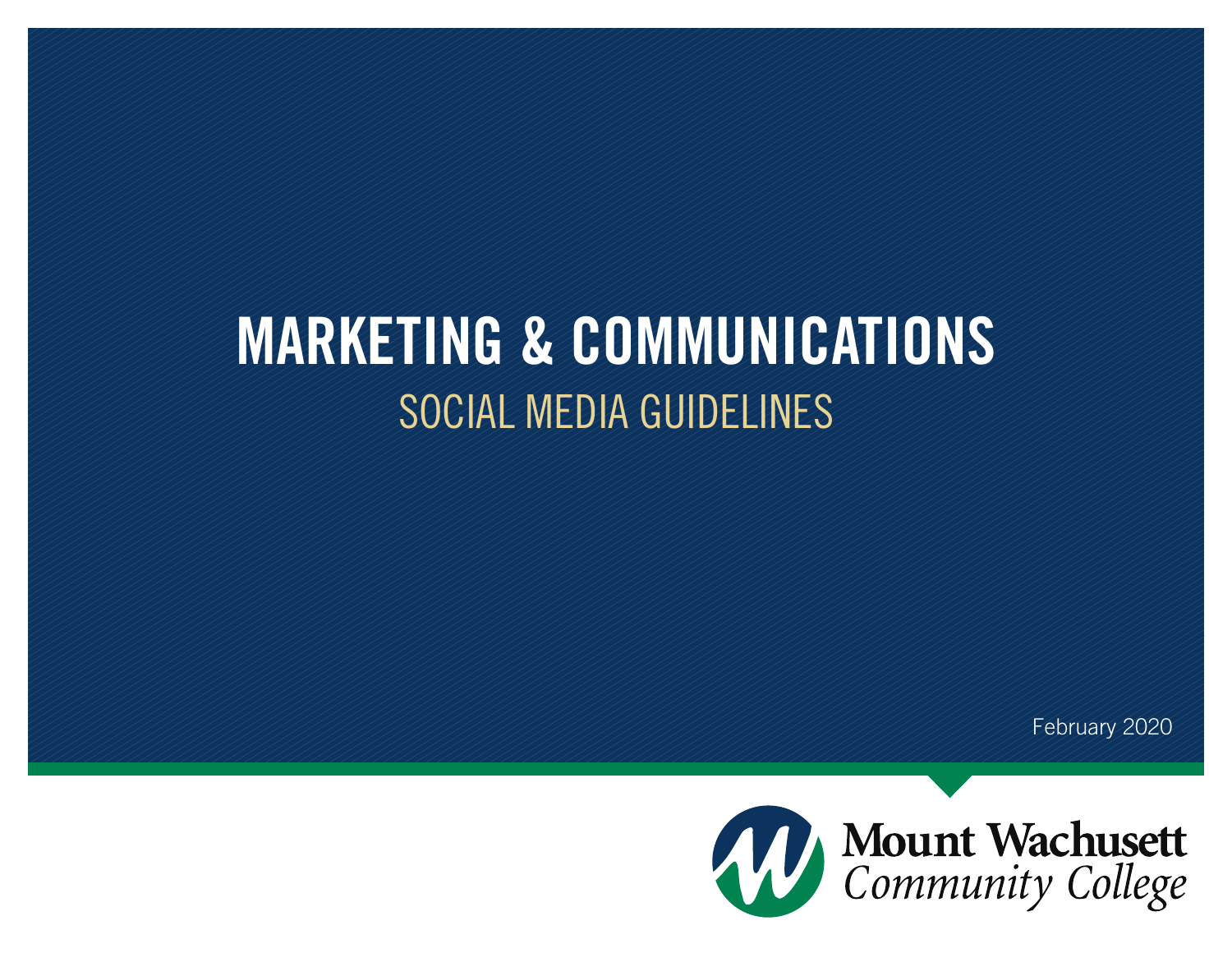# MARKETING & COMMUNICATIONS

## SOCIAL MEDIA GUIDELINES

February 2020

Mount Wachusett
Community College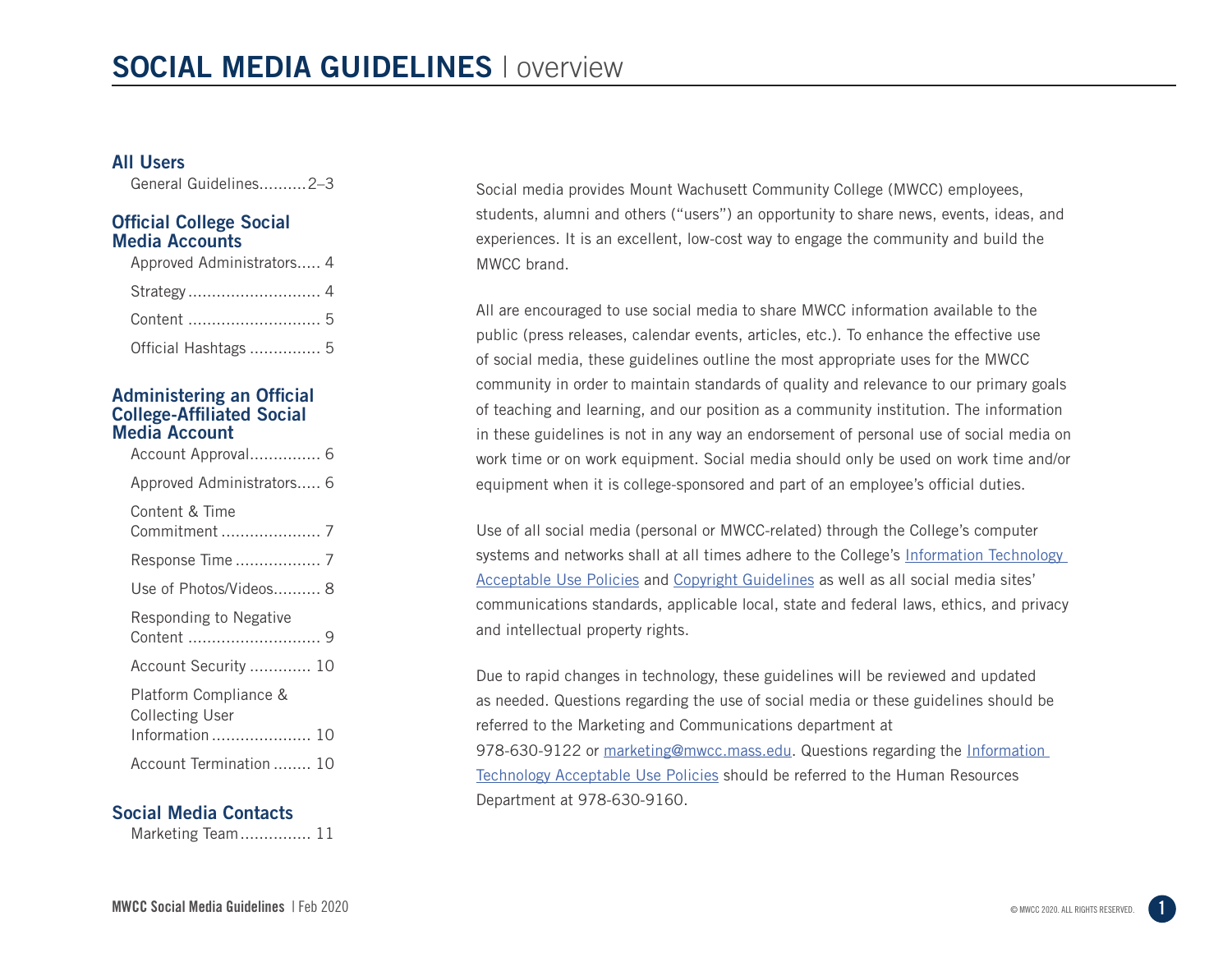# SOCIAL MEDIA GUIDELINES | overview

## All Users

General Guidelines..........2–3

## Official College Social Media Accounts

Approved Administrators..... 4

Strategy............................ 4

Content ............................ 5

Official Hashtags ............... 5

## Administering an Official College-Affiliated Social Media Account

Account Approval............... 6

Approved Administrators..... 6

Content & Time Commitment ..................... 7

Response Time .................. 7

Use of Photos/Videos.......... 8

Responding to Negative Content ............................ 9

Account Security ............. 10

Platform Compliance & Collecting User Information ..................... 10

Account Termination ........ 10

## Social Media Contacts

Marketing Team............... 11

Social media provides Mount Wachusett Community College (MWCC) employees, students, alumni and others ("users") an opportunity to share news, events, ideas, and experiences. It is an excellent, low-cost way to engage the community and build the MWCC brand.

All are encouraged to use social media to share MWCC information available to the public (press releases, calendar events, articles, etc.). To enhance the effective use of social media, these guidelines outline the most appropriate uses for the MWCC community in order to maintain standards of quality and relevance to our primary goals of teaching and learning, and our position as a community institution. The information in these guidelines is not in any way an endorsement of personal use of social media on work time or on work equipment. Social media should only be used on work time and/or equipment when it is college-sponsored and part of an employee's official duties.

Use of all social media (personal or MWCC-related) through the College's computer systems and networks shall at all times adhere to the College's Information Technology Acceptable Use Policies and Copyright Guidelines as well as all social media sites' communications standards, applicable local, state and federal laws, ethics, and privacy and intellectual property rights.

Due to rapid changes in technology, these guidelines will be reviewed and updated as needed. Questions regarding the use of social media or these guidelines should be referred to the Marketing and Communications department at 978-630-9122 or marketing@mwcc.mass.edu. Questions regarding the Information Technology Acceptable Use Policies should be referred to the Human Resources Department at 978-630-9160.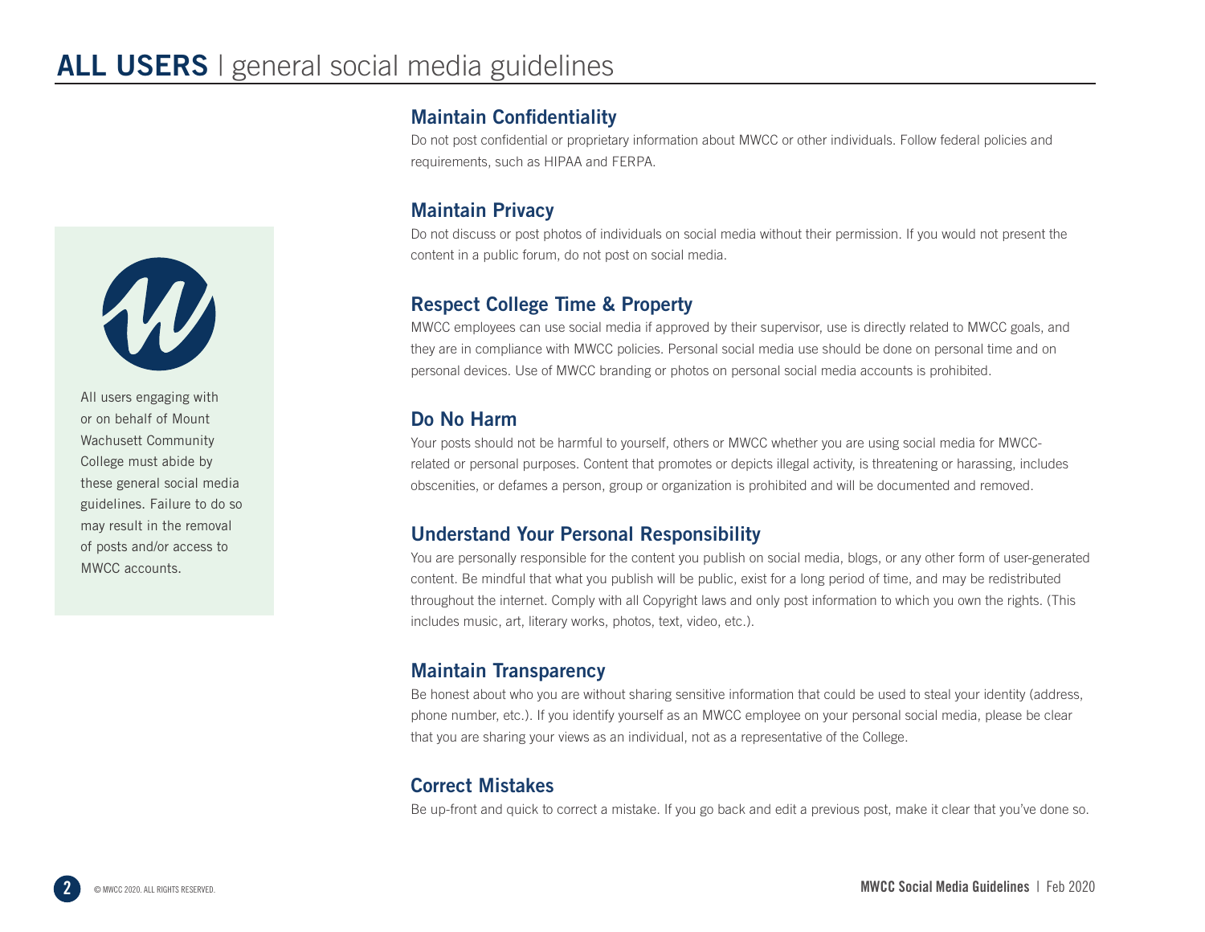# ALL USERS | general social media guidelines

All users engaging with or on behalf of Mount Wachusett Community College must abide by these general social media guidelines. Failure to do so may result in the removal of posts and/or access to MWCC accounts.

## Maintain Confidentiality

Do not post confidential or proprietary information about MWCC or other individuals. Follow federal policies and requirements, such as HIPAA and FERPA.

## Maintain Privacy

Do not discuss or post photos of individuals on social media without their permission. If you would not present the content in a public forum, do not post on social media.

## Respect College Time & Property

MWCC employees can use social media if approved by their supervisor, use is directly related to MWCC goals, and they are in compliance with MWCC policies. Personal social media use should be done on personal time and on personal devices. Use of MWCC branding or photos on personal social media accounts is prohibited.

## Do No Harm

Your posts should not be harmful to yourself, others or MWCC whether you are using social media for MWCC-related or personal purposes. Content that promotes or depicts illegal activity, is threatening or harassing, includes obscenities, or defames a person, group or organization is prohibited and will be documented and removed.

## Understand Your Personal Responsibility

You are personally responsible for the content you publish on social media, blogs, or any other form of user-generated content. Be mindful that what you publish will be public, exist for a long period of time, and may be redistributed throughout the internet. Comply with all Copyright laws and only post information to which you own the rights. (This includes music, art, literary works, photos, text, video, etc.).

## Maintain Transparency

Be honest about who you are without sharing sensitive information that could be used to steal your identity (address, phone number, etc.). If you identify yourself as an MWCC employee on your personal social media, please be clear that you are sharing your views as an individual, not as a representative of the College.

## Correct Mistakes

Be up-front and quick to correct a mistake. If you go back and edit a previous post, make it clear that you've done so.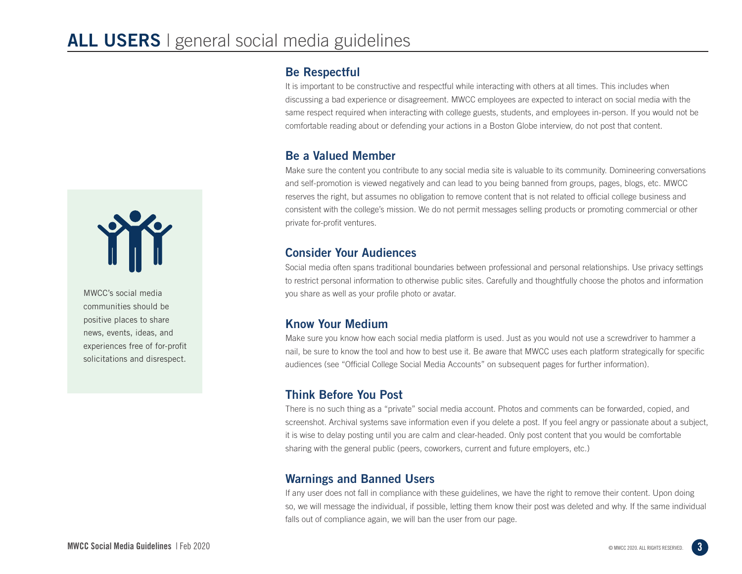# ALL USERS | general social media guidelines

MWCC's social media communities should be positive places to share news, events, ideas, and experiences free of for-profit solicitations and disrespect.

## Be Respectful

It is important to be constructive and respectful while interacting with others at all times. This includes when discussing a bad experience or disagreement. MWCC employees are expected to interact on social media with the same respect required when interacting with college guests, students, and employees in-person. If you would not be comfortable reading about or defending your actions in a Boston Globe interview, do not post that content.

## Be a Valued Member

Make sure the content you contribute to any social media site is valuable to its community. Domineering conversations and self-promotion is viewed negatively and can lead to you being banned from groups, pages, blogs, etc. MWCC reserves the right, but assumes no obligation to remove content that is not related to official college business and consistent with the college's mission. We do not permit messages selling products or promoting commercial or other private for-profit ventures.

## Consider Your Audiences

Social media often spans traditional boundaries between professional and personal relationships. Use privacy settings to restrict personal information to otherwise public sites. Carefully and thoughtfully choose the photos and information you share as well as your profile photo or avatar.

## Know Your Medium

Make sure you know how each social media platform is used. Just as you would not use a screwdriver to hammer a nail, be sure to know the tool and how to best use it. Be aware that MWCC uses each platform strategically for specific audiences (see "Official College Social Media Accounts" on subsequent pages for further information).

## Think Before You Post

There is no such thing as a "private" social media account. Photos and comments can be forwarded, copied, and screenshot. Archival systems save information even if you delete a post. If you feel angry or passionate about a subject, it is wise to delay posting until you are calm and clear-headed. Only post content that you would be comfortable sharing with the general public (peers, coworkers, current and future employers, etc.)

## Warnings and Banned Users

If any user does not fall in compliance with these guidelines, we have the right to remove their content. Upon doing so, we will message the individual, if possible, letting them know their post was deleted and why. If the same individual falls out of compliance again, we will ban the user from our page.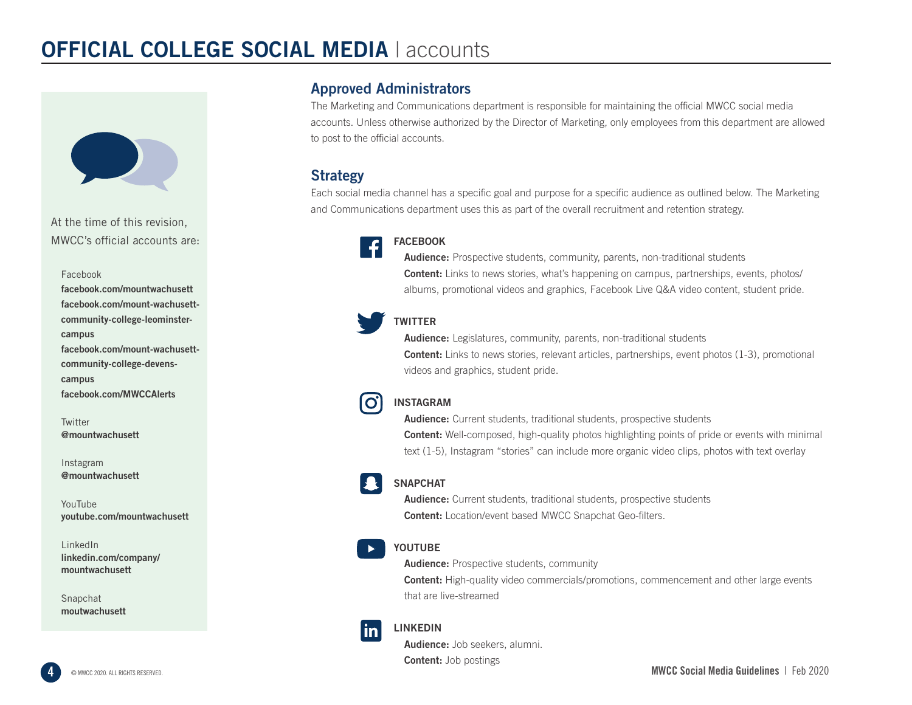# OFFICIAL COLLEGE SOCIAL MEDIA | accounts

At the time of this revision, MWCC's official accounts are:

Facebook
**facebook.com/mountwachusett**
**facebook.com/mount-wachusett-community-college-leominster-campus**
**facebook.com/mount-wachusett-community-college-devens-campus**
**facebook.com/MWCCAlerts**

Twitter
**@mountwachusett**

Instagram
**@mountwachusett**

YouTube
**youtube.com/mountwachusett**

LinkedIn
**linkedin.com/company/mountwachusett**

Snapchat
**moutwachusett**

## Approved Administrators

The Marketing and Communications department is responsible for maintaining the official MWCC social media accounts. Unless otherwise authorized by the Director of Marketing, only employees from this department are allowed to post to the official accounts.

## Strategy

Each social media channel has a specific goal and purpose for a specific audience as outlined below. The Marketing and Communications department uses this as part of the overall recruitment and retention strategy.

### FACEBOOK

**Audience:** Prospective students, community, parents, non-traditional students
**Content:** Links to news stories, what's happening on campus, partnerships, events, photos/albums, promotional videos and graphics, Facebook Live Q&A video content, student pride.

### TWITTER

**Audience:** Legislatures, community, parents, non-traditional students
**Content:** Links to news stories, relevant articles, partnerships, event photos (1-3), promotional videos and graphics, student pride.

### INSTAGRAM

**Audience:** Current students, traditional students, prospective students
**Content:** Well-composed, high-quality photos highlighting points of pride or events with minimal text (1-5), Instagram "stories" can include more organic video clips, photos with text overlay

### SNAPCHAT

**Audience:** Current students, traditional students, prospective students
**Content:** Location/event based MWCC Snapchat Geo-filters.

### YOUTUBE

**Audience:** Prospective students, community
**Content:** High-quality video commercials/promotions, commencement and other large events that are live-streamed

### LINKEDIN

**Audience:** Job seekers, alumni.
**Content:** Job postings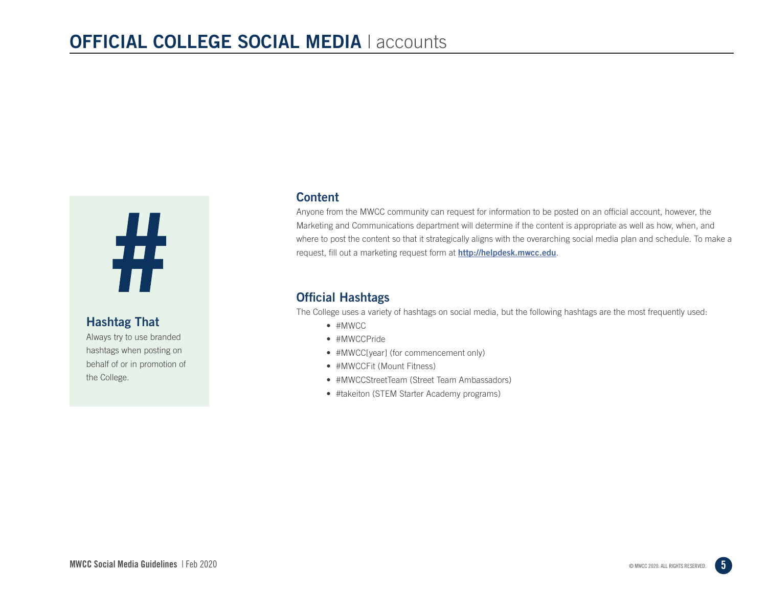# OFFICIAL COLLEGE SOCIAL MEDIA | accounts

### Hashtag That

Always try to use branded hashtags when posting on behalf of or in promotion of the College.

## Content

Anyone from the MWCC community can request for information to be posted on an official account, however, the Marketing and Communications department will determine if the content is appropriate as well as how, when, and where to post the content so that it strategically aligns with the overarching social media plan and schedule. To make a request, fill out a marketing request form at **http://helpdesk.mwcc.edu**.

## Official Hashtags

The College uses a variety of hashtags on social media, but the following hashtags are the most frequently used:

- #MWCC
- #MWCCPride
- #MWCC[year] (for commencement only)
- #MWCCFit (Mount Fitness)
- #MWCCStreetTeam (Street Team Ambassadors)
- #takeiton (STEM Starter Academy programs)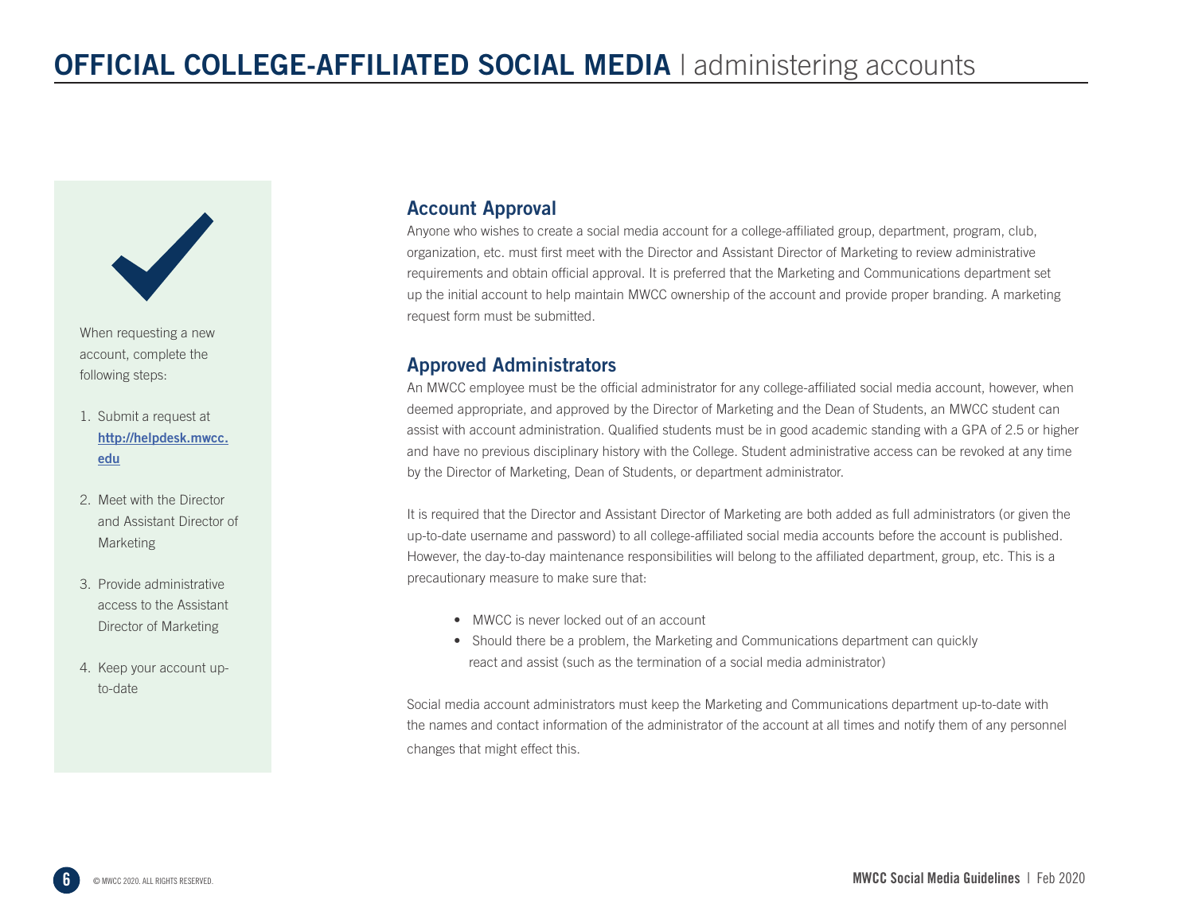# **OFFICIAL COLLEGE-AFFILIATED SOCIAL MEDIA** | administering accounts

When requesting a new account, complete the following steps:

1. Submit a request at [http://helpdesk.mwcc.edu](http://helpdesk.mwcc.edu)
2. Meet with the Director and Assistant Director of Marketing
3. Provide administrative access to the Assistant Director of Marketing
4. Keep your account up-to-date

## Account Approval

Anyone who wishes to create a social media account for a college-affiliated group, department, program, club, organization, etc. must first meet with the Director and Assistant Director of Marketing to review administrative requirements and obtain official approval. It is preferred that the Marketing and Communications department set up the initial account to help maintain MWCC ownership of the account and provide proper branding. A marketing request form must be submitted.

## Approved Administrators

An MWCC employee must be the official administrator for any college-affiliated social media account, however, when deemed appropriate, and approved by the Director of Marketing and the Dean of Students, an MWCC student can assist with account administration. Qualified students must be in good academic standing with a GPA of 2.5 or higher and have no previous disciplinary history with the College. Student administrative access can be revoked at any time by the Director of Marketing, Dean of Students, or department administrator.

It is required that the Director and Assistant Director of Marketing are both added as full administrators (or given the up-to-date username and password) to all college-affiliated social media accounts before the account is published. However, the day-to-day maintenance responsibilities will belong to the affiliated department, group, etc. This is a precautionary measure to make sure that:

- MWCC is never locked out of an account
- Should there be a problem, the Marketing and Communications department can quickly react and assist (such as the termination of a social media administrator)

Social media account administrators must keep the Marketing and Communications department up-to-date with the names and contact information of the administrator of the account at all times and notify them of any personnel changes that might effect this.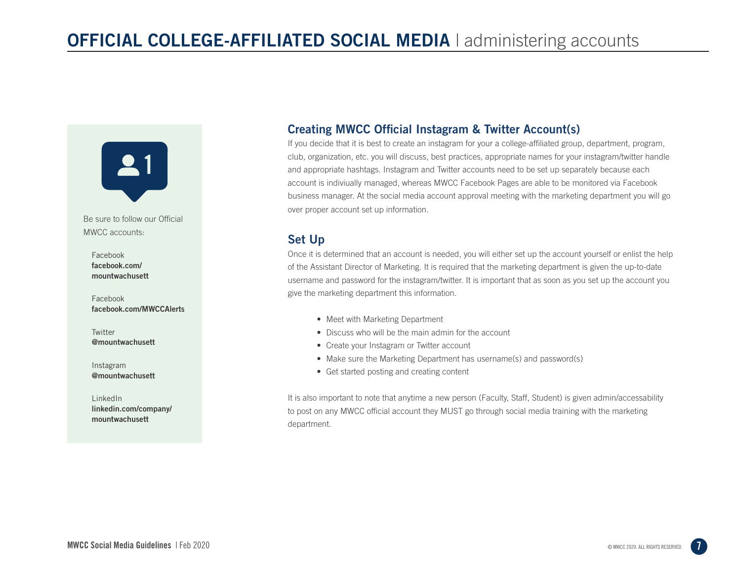# OFFICIAL COLLEGE-AFFILIATED SOCIAL MEDIA | administering accounts

Be sure to follow our Official MWCC accounts:

Facebook
**facebook.com/mountwachusett**

Facebook
**facebook.com/MWCCAlerts**

Twitter
**@mountwachusett**

Instagram
**@mountwachusett**

LinkedIn
**linkedin.com/company/mountwachusett**

## Creating MWCC Official Instagram & Twitter Account(s)

If you decide that it is best to create an instagram for your a college-affiliated group, department, program, club, organization, etc. you will discuss, best practices, appropriate names for your instagram/twitter handle and appropriate hashtags. Instagram and Twitter accounts need to be set up separately because each account is indiviually managed, whereas MWCC Facebook Pages are able to be monitored via Facebook business manager. At the social media account approval meeting with the marketing department you will go over proper account set up information.

## Set Up

Once it is determined that an account is needed, you will either set up the account yourself or enlist the help of the Assistant Director of Marketing. It is required that the marketing department is given the up-to-date username and password for the instagram/twitter. It is important that as soon as you set up the account you give the marketing department this information.

- Meet with Marketing Department
- Discuss who will be the main admin for the account
- Create your Instagram or Twitter account
- Make sure the Marketing Department has username(s) and password(s)
- Get started posting and creating content

It is also important to note that anytime a new person (Faculty, Staff, Student) is given admin/accessability to post on any MWCC official account they MUST go through social media training with the marketing department.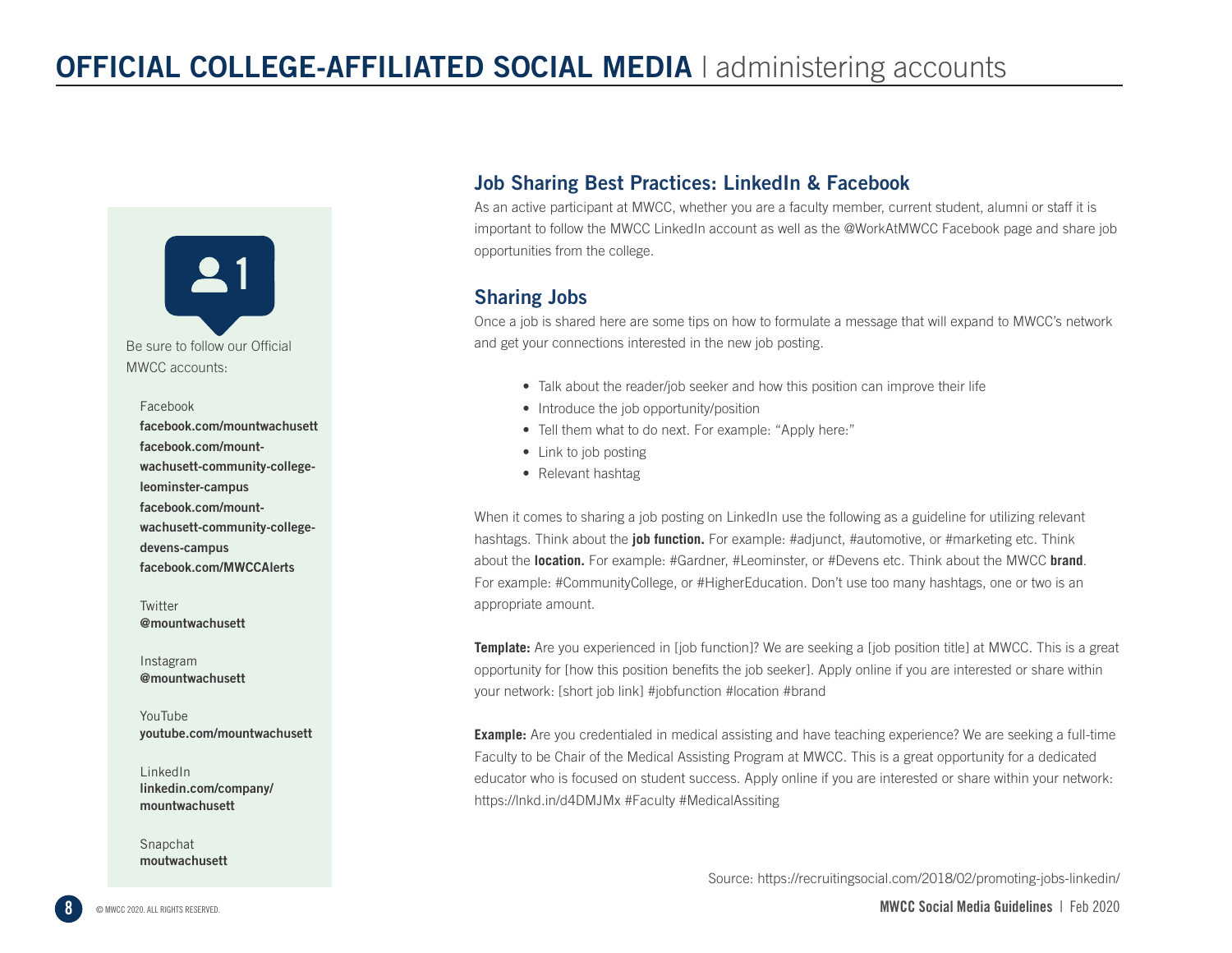# OFFICIAL COLLEGE-AFFILIATED SOCIAL MEDIA | administering accounts

Be sure to follow our Official MWCC accounts:

Facebook
**facebook.com/mountwachusett**
**facebook.com/mount-wachusett-community-college-leominster-campus**
**facebook.com/mount-wachusett-community-college-devens-campus**
**facebook.com/MWCCAlerts**

Twitter
**@mountwachusett**

Instagram
**@mountwachusett**

YouTube
**youtube.com/mountwachusett**

LinkedIn
**linkedin.com/company/mountwachusett**

Snapchat
**moutwachusett**

## Job Sharing Best Practices: LinkedIn & Facebook

As an active participant at MWCC, whether you are a faculty member, current student, alumni or staff it is important to follow the MWCC LinkedIn account as well as the @WorkAtMWCC Facebook page and share job opportunities from the college.

## Sharing Jobs

Once a job is shared here are some tips on how to formulate a message that will expand to MWCC's network and get your connections interested in the new job posting.

- Talk about the reader/job seeker and how this position can improve their life
- Introduce the job opportunity/position
- Tell them what to do next. For example: "Apply here:"
- Link to job posting
- Relevant hashtag

When it comes to sharing a job posting on LinkedIn use the following as a guideline for utilizing relevant hashtags. Think about the **job function.** For example: #adjunct, #automotive, or #marketing etc. Think about the **location.** For example: #Gardner, #Leominster, or #Devens etc. Think about the MWCC **brand**. For example: #CommunityCollege, or #HigherEducation. Don't use too many hashtags, one or two is an appropriate amount.

**Template:** Are you experienced in [job function]? We are seeking a [job position title] at MWCC. This is a great opportunity for [how this position benefits the job seeker]. Apply online if you are interested or share within your network: [short job link] #jobfunction #location #brand

**Example:** Are you credentialed in medical assisting and have teaching experience? We are seeking a full-time Faculty to be Chair of the Medical Assisting Program at MWCC. This is a great opportunity for a dedicated educator who is focused on student success. Apply online if you are interested or share within your network: https://lnkd.in/d4DMJMx #Faculty #MedicalAssiting

Source: https://recruitingsocial.com/2018/02/promoting-jobs-linkedin/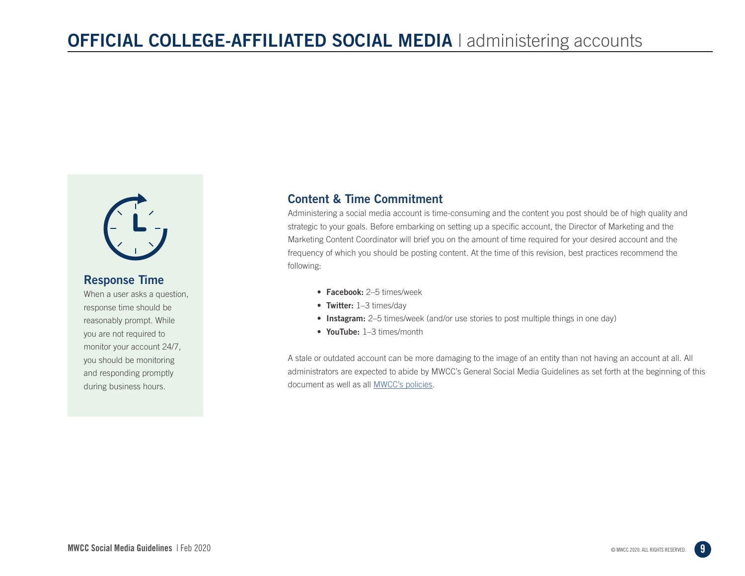# OFFICIAL COLLEGE-AFFILIATED SOCIAL MEDIA | administering accounts

### Response Time

When a user asks a question, response time should be reasonably prompt. While you are not required to monitor your account 24/7, you should be monitoring and responding promptly during business hours.

## Content & Time Commitment

Administering a social media account is time-consuming and the content you post should be of high quality and strategic to your goals. Before embarking on setting up a specific account, the Director of Marketing and the Marketing Content Coordinator will brief you on the amount of time required for your desired account and the frequency of which you should be posting content. At the time of this revision, best practices recommend the following:

- **Facebook:** 2–5 times/week
- **Twitter:** 1–3 times/day
- **Instagram:** 2–5 times/week (and/or use stories to post multiple things in one day)
- **YouTube:** 1–3 times/month

A stale or outdated account can be more damaging to the image of an entity than not having an account at all. All administrators are expected to abide by MWCC's General Social Media Guidelines as set forth at the beginning of this document as well as all MWCC's policies.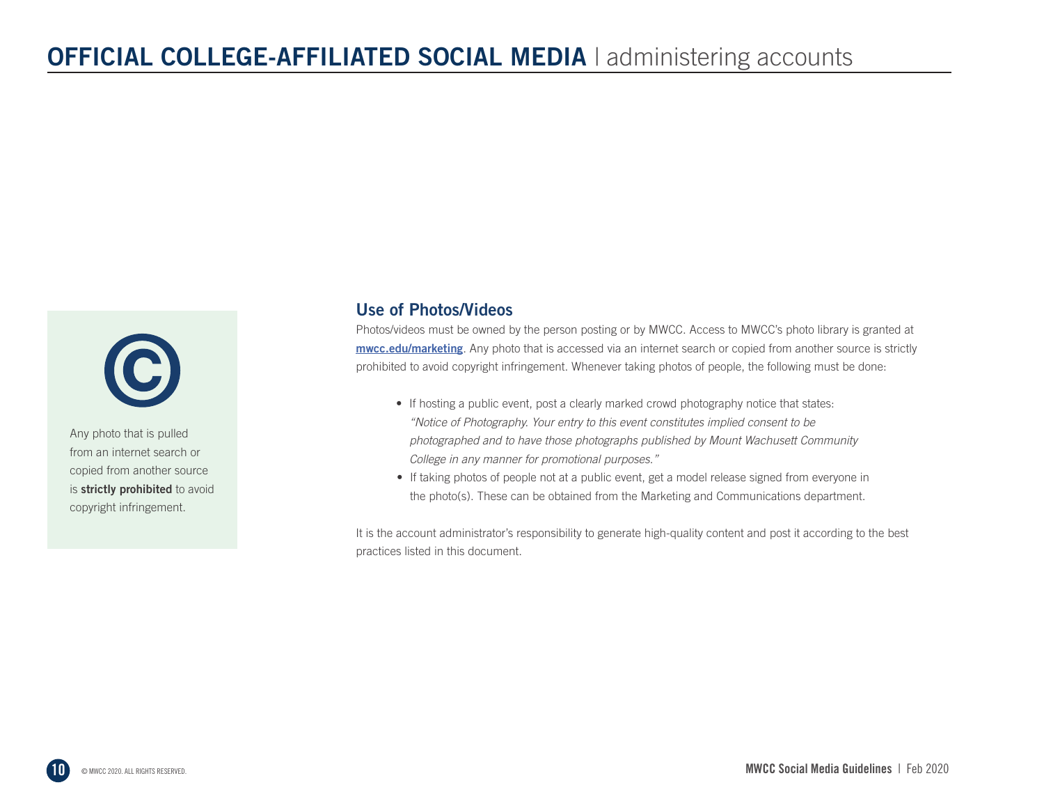# OFFICIAL COLLEGE-AFFILIATED SOCIAL MEDIA | administering accounts

Any photo that is pulled from an internet search or copied from another source is **strictly prohibited** to avoid copyright infringement.

## Use of Photos/Videos

Photos/videos must be owned by the person posting or by MWCC. Access to MWCC's photo library is granted at **mwcc.edu/marketing**. Any photo that is accessed via an internet search or copied from another source is strictly prohibited to avoid copyright infringement. Whenever taking photos of people, the following must be done:

- If hosting a public event, post a clearly marked crowd photography notice that states: *"Notice of Photography. Your entry to this event constitutes implied consent to be photographed and to have those photographs published by Mount Wachusett Community College in any manner for promotional purposes."*
- If taking photos of people not at a public event, get a model release signed from everyone in the photo(s). These can be obtained from the Marketing and Communications department.

It is the account administrator's responsibility to generate high-quality content and post it according to the best practices listed in this document.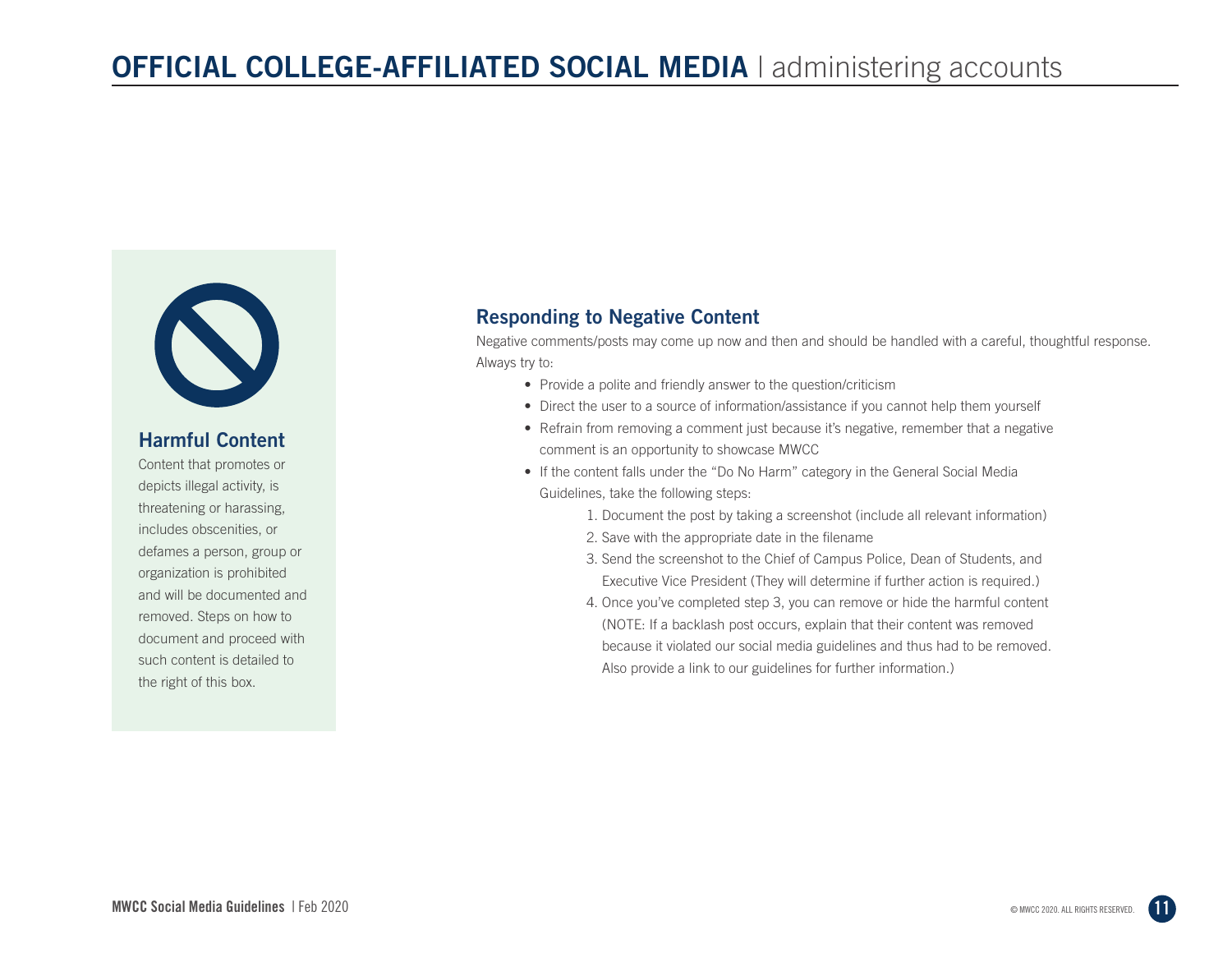# OFFICIAL COLLEGE-AFFILIATED SOCIAL MEDIA | administering accounts

### Harmful Content

Content that promotes or depicts illegal activity, is threatening or harassing, includes obscenities, or defames a person, group or organization is prohibited and will be documented and removed. Steps on how to document and proceed with such content is detailed to the right of this box.

## Responding to Negative Content

Negative comments/posts may come up now and then and should be handled with a careful, thoughtful response. Always try to:

- Provide a polite and friendly answer to the question/criticism
- Direct the user to a source of information/assistance if you cannot help them yourself
- Refrain from removing a comment just because it's negative, remember that a negative comment is an opportunity to showcase MWCC
- If the content falls under the "Do No Harm" category in the General Social Media Guidelines, take the following steps:
    1. Document the post by taking a screenshot (include all relevant information)
    2. Save with the appropriate date in the filename
    3. Send the screenshot to the Chief of Campus Police, Dean of Students, and Executive Vice President (They will determine if further action is required.)
    4. Once you've completed step 3, you can remove or hide the harmful content (NOTE: If a backlash post occurs, explain that their content was removed because it violated our social media guidelines and thus had to be removed. Also provide a link to our guidelines for further information.)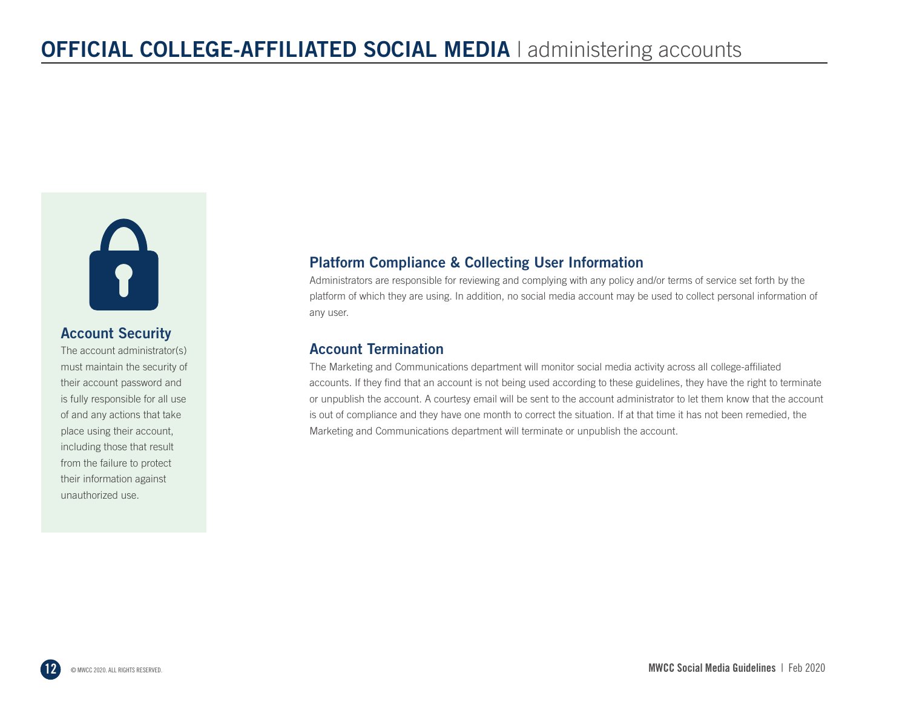# OFFICIAL COLLEGE-AFFILIATED SOCIAL MEDIA | administering accounts

## Account Security

The account administrator(s) must maintain the security of their account password and is fully responsible for all use of and any actions that take place using their account, including those that result from the failure to protect their information against unauthorized use.

## Platform Compliance & Collecting User Information

Administrators are responsible for reviewing and complying with any policy and/or terms of service set forth by the platform of which they are using. In addition, no social media account may be used to collect personal information of any user.

## Account Termination

The Marketing and Communications department will monitor social media activity across all college-affiliated accounts. If they find that an account is not being used according to these guidelines, they have the right to terminate or unpublish the account. A courtesy email will be sent to the account administrator to let them know that the account is out of compliance and they have one month to correct the situation. If at that time it has not been remedied, the Marketing and Communications department will terminate or unpublish the account.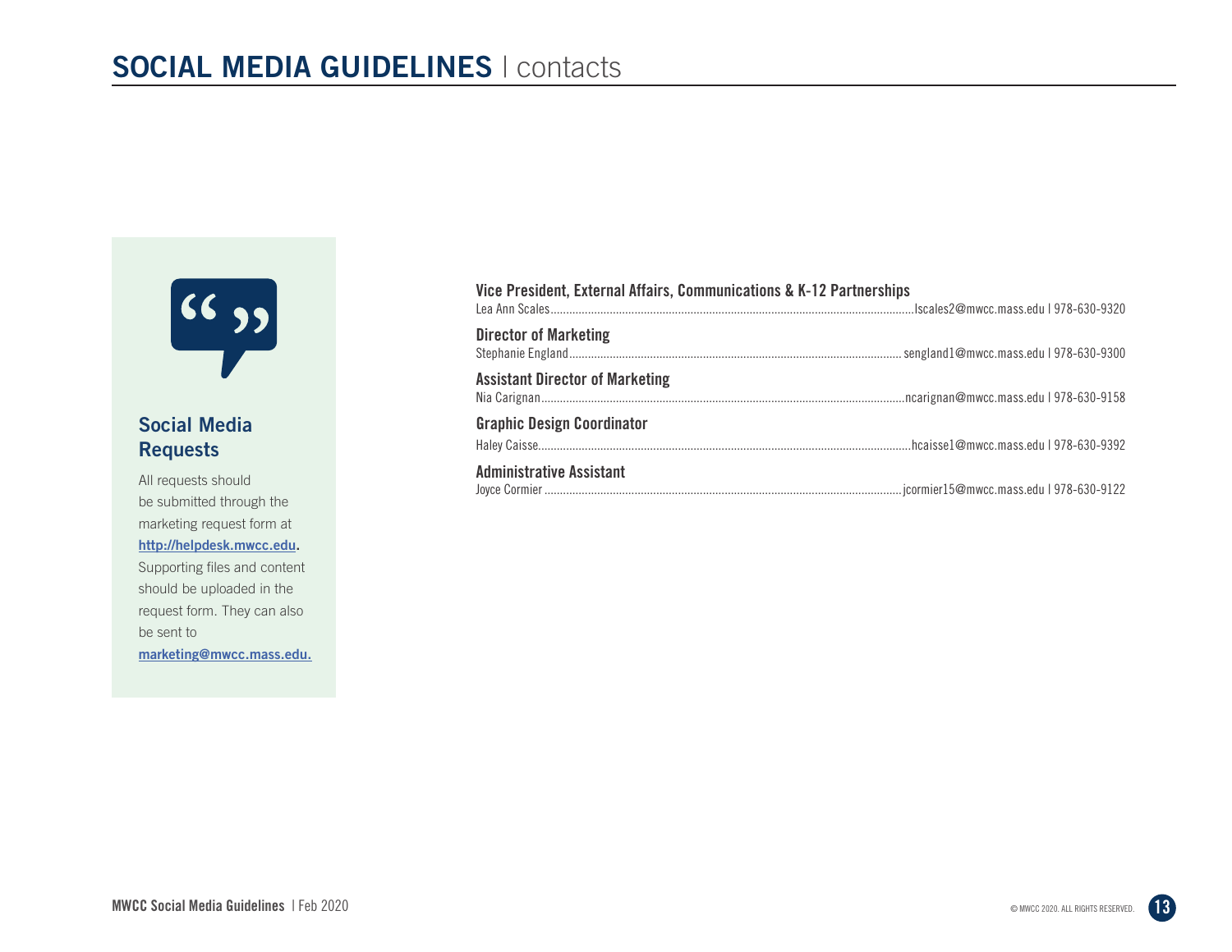# SOCIAL MEDIA GUIDELINES | contacts

## Social Media Requests

All requests should be submitted through the marketing request form at **http://helpdesk.mwcc.edu**. Supporting files and content should be uploaded in the request form. They can also be sent to **marketing@mwcc.mass.edu.**

**Vice President, External Affairs, Communications & K-12 Partnerships**
Lea Ann Scales.......lscales2@mwcc.mass.edu | 978-630-9320

**Director of Marketing**
Stephanie England....... sengland1@mwcc.mass.edu | 978-630-9300

**Assistant Director of Marketing**
Nia Carignan.......ncarignan@mwcc.mass.edu | 978-630-9158

**Graphic Design Coordinator**
Haley Caisse.......hcaisse1@mwcc.mass.edu | 978-630-9392

**Administrative Assistant**
Joyce Cormier .......jcormier15@mwcc.mass.edu | 978-630-9122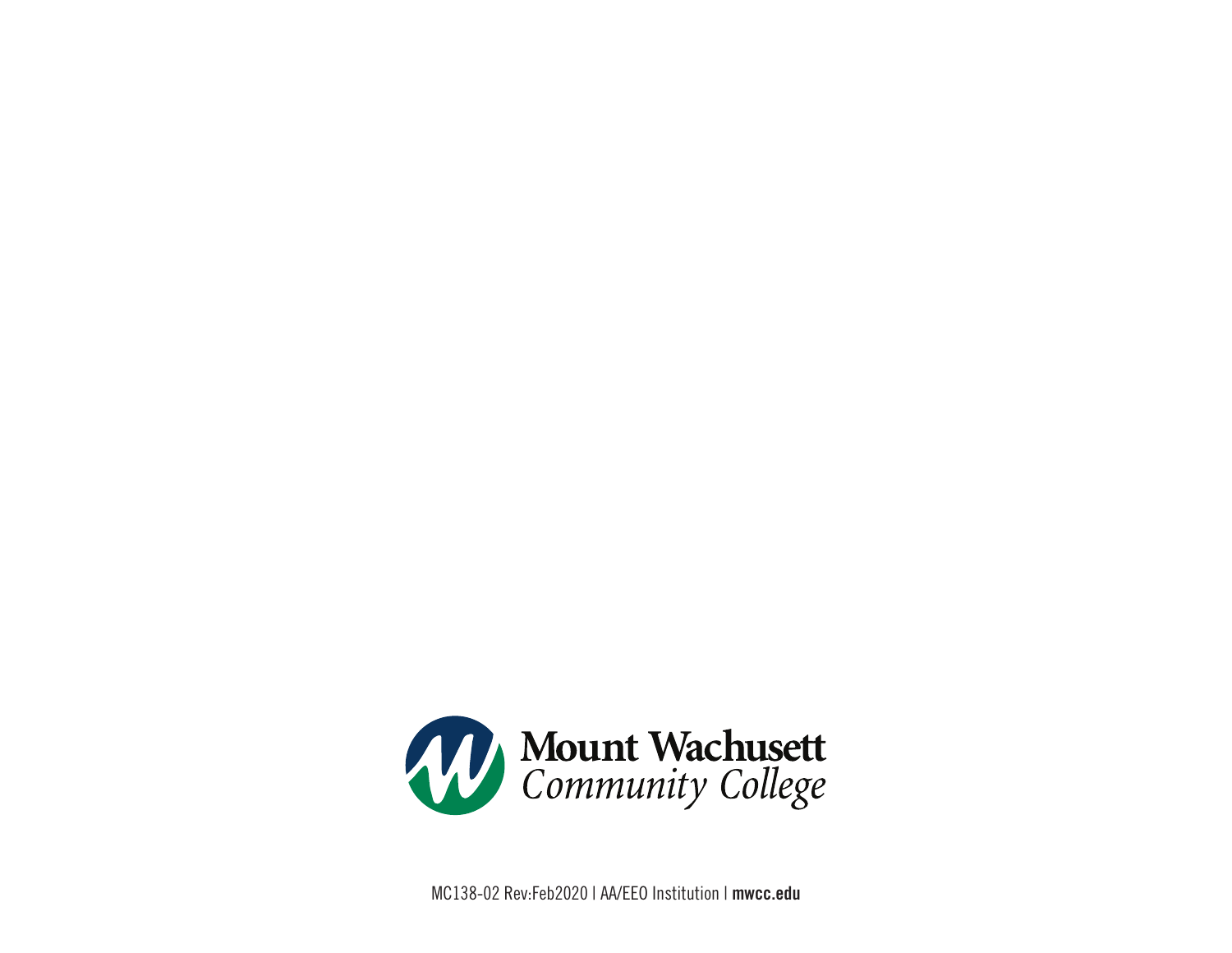Mount Wachusett
*Community College*

MC138-02 Rev:Feb2020 | AA/EEO Institution | **mwcc.edu**